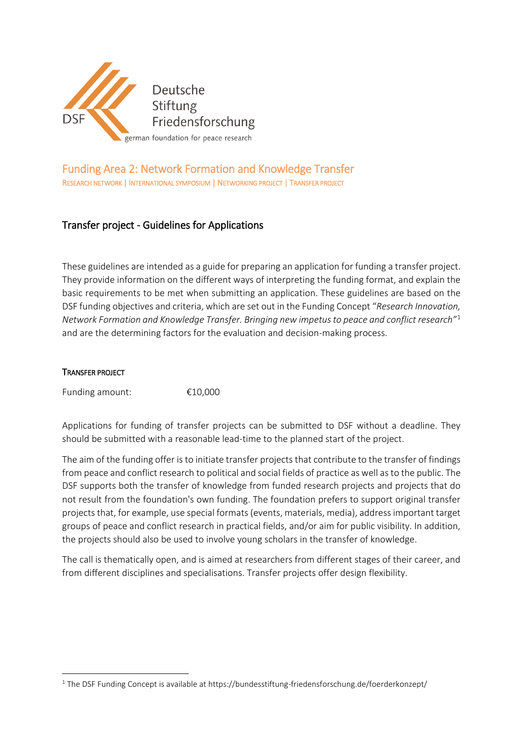Deutsche Stiftung Friedensforschung

DSF

german foundation for peace research

# Funding Area 2: Network Formation and Knowledge Transfer

RESEARCH NETWORK | INTERNATIONAL SYMPOSIUM | NETWORKING PROJECT | TRANSFER PROJECT

## Transfer project - Guidelines for Applications

These guidelines are intended as a guide for preparing an application for funding a transfer project. They provide information on the different ways of interpreting the funding format, and explain the basic requirements to be met when submitting an application. These guidelines are based on the DSF funding objectives and criteria, which are set out in the Funding Concept "*Research Innovation, Network Formation and Knowledge Transfer. Bringing new impetus to peace and conflict research*"[1] and are the determining factors for the evaluation and decision-making process.

### TRANSFER PROJECT

Funding amount: €10,000

Applications for funding of transfer projects can be submitted to DSF without a deadline. They should be submitted with a reasonable lead-time to the planned start of the project.

The aim of the funding offer is to initiate transfer projects that contribute to the transfer of findings from peace and conflict research to political and social fields of practice as well as to the public. The DSF supports both the transfer of knowledge from funded research projects and projects that do not result from the foundation's own funding. The foundation prefers to support original transfer projects that, for example, use special formats (events, materials, media), address important target groups of peace and conflict research in practical fields, and/or aim for public visibility. In addition, the projects should also be used to involve young scholars in the transfer of knowledge.

The call is thematically open, and is aimed at researchers from different stages of their career, and from different disciplines and specialisations. Transfer projects offer design flexibility.

[1] The DSF Funding Concept is available at https://bundesstiftung-friedensforschung.de/foerderkonzept/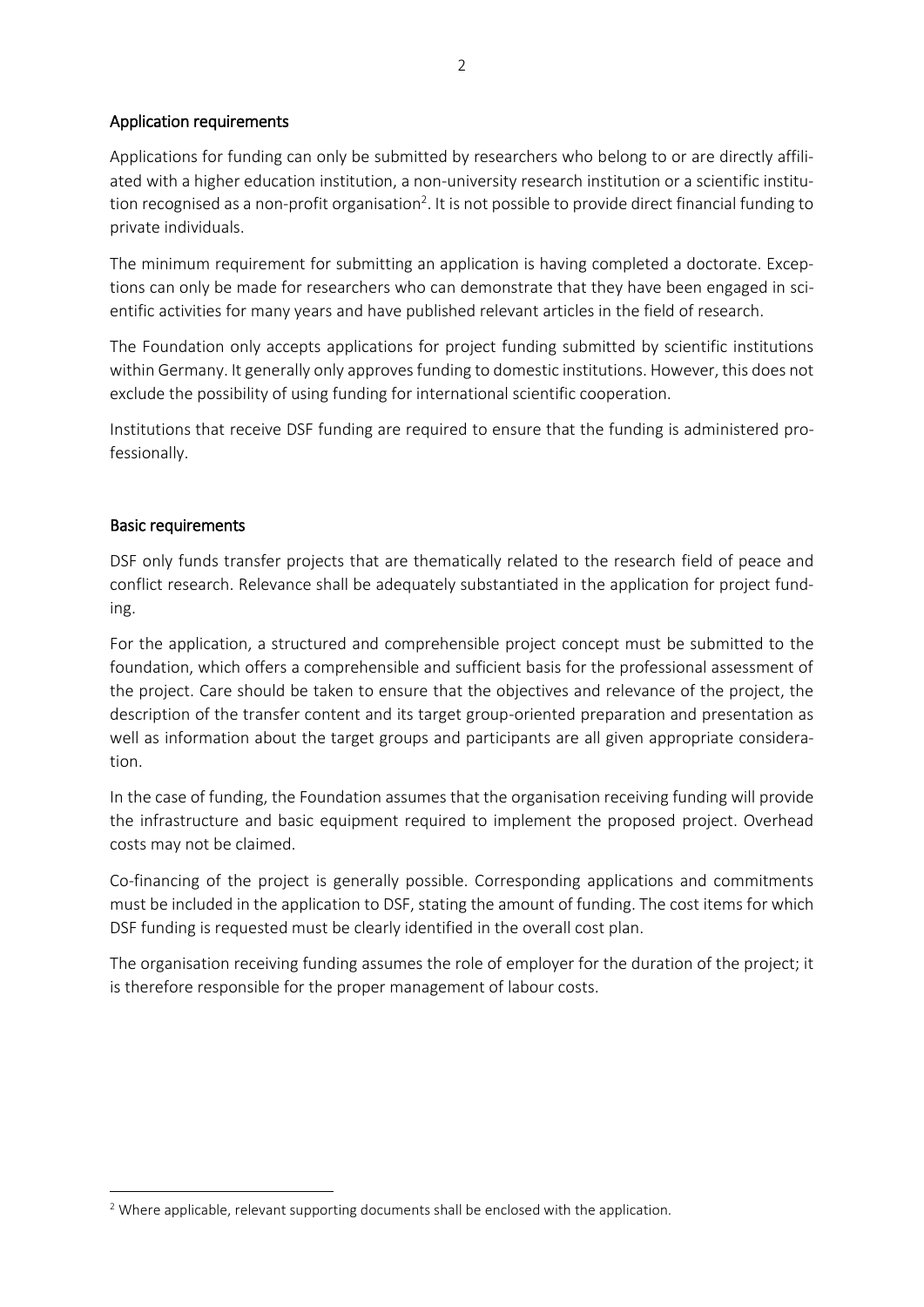## Application requirements

Applications for funding can only be submitted by researchers who belong to or are directly affiliated with a higher education institution, a non-university research institution or a scientific institution recognised as a non-profit organisation[2]. It is not possible to provide direct financial funding to private individuals.

The minimum requirement for submitting an application is having completed a doctorate. Exceptions can only be made for researchers who can demonstrate that they have been engaged in scientific activities for many years and have published relevant articles in the field of research.

The Foundation only accepts applications for project funding submitted by scientific institutions within Germany. It generally only approves funding to domestic institutions. However, this does not exclude the possibility of using funding for international scientific cooperation.

Institutions that receive DSF funding are required to ensure that the funding is administered professionally.

## Basic requirements

DSF only funds transfer projects that are thematically related to the research field of peace and conflict research. Relevance shall be adequately substantiated in the application for project funding.

For the application, a structured and comprehensible project concept must be submitted to the foundation, which offers a comprehensible and sufficient basis for the professional assessment of the project. Care should be taken to ensure that the objectives and relevance of the project, the description of the transfer content and its target group-oriented preparation and presentation as well as information about the target groups and participants are all given appropriate consideration.

In the case of funding, the Foundation assumes that the organisation receiving funding will provide the infrastructure and basic equipment required to implement the proposed project. Overhead costs may not be claimed.

Co-financing of the project is generally possible. Corresponding applications and commitments must be included in the application to DSF, stating the amount of funding. The cost items for which DSF funding is requested must be clearly identified in the overall cost plan.

The organisation receiving funding assumes the role of employer for the duration of the project; it is therefore responsible for the proper management of labour costs.

[2] Where applicable, relevant supporting documents shall be enclosed with the application.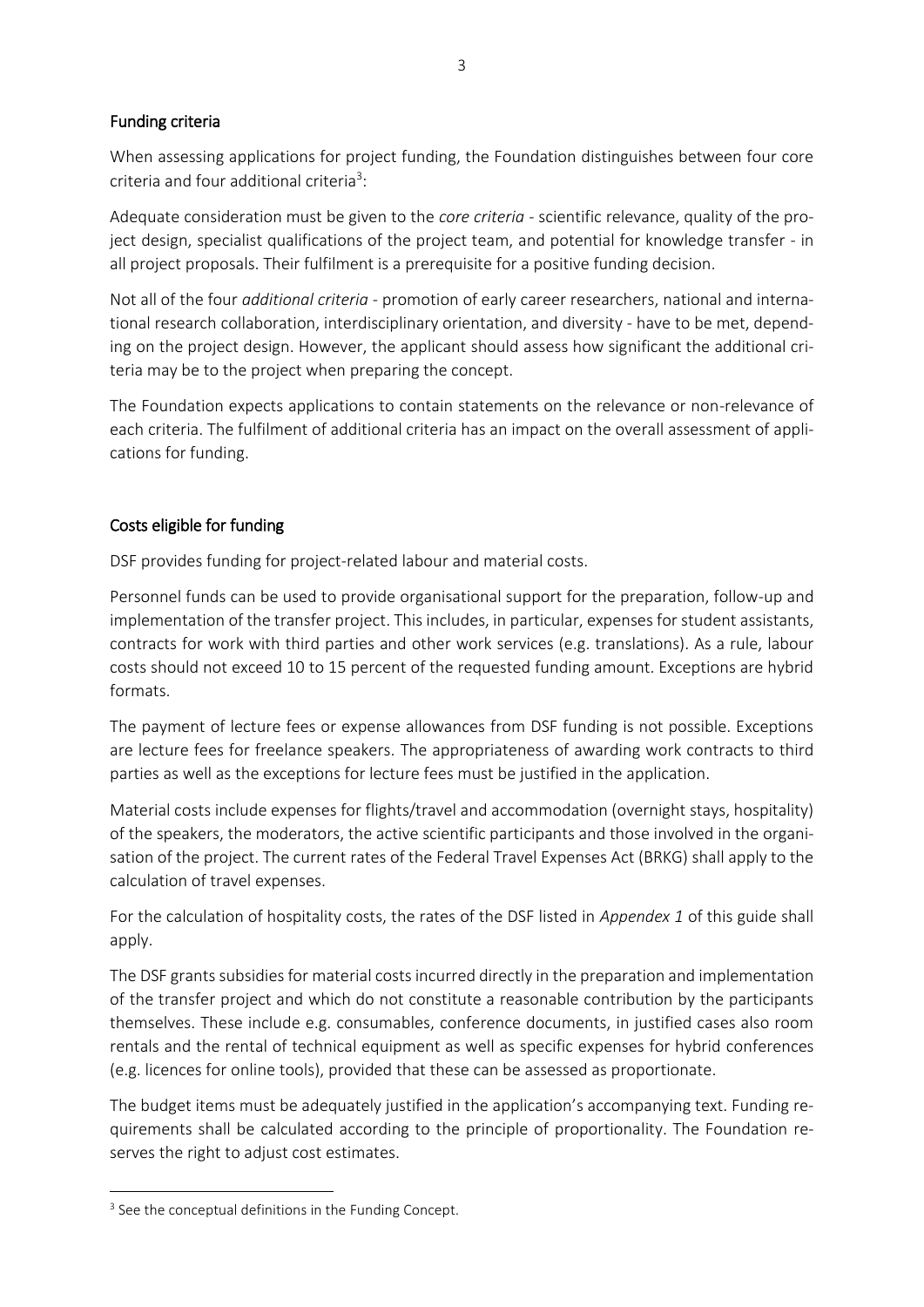## Funding criteria

When assessing applications for project funding, the Foundation distinguishes between four core criteria and four additional criteria[3]:

Adequate consideration must be given to the *core criteria* - scientific relevance, quality of the project design, specialist qualifications of the project team, and potential for knowledge transfer - in all project proposals. Their fulfilment is a prerequisite for a positive funding decision.

Not all of the four *additional criteria* - promotion of early career researchers, national and international research collaboration, interdisciplinary orientation, and diversity - have to be met, depending on the project design. However, the applicant should assess how significant the additional criteria may be to the project when preparing the concept.

The Foundation expects applications to contain statements on the relevance or non-relevance of each criteria. The fulfilment of additional criteria has an impact on the overall assessment of applications for funding.

## Costs eligible for funding

DSF provides funding for project-related labour and material costs.

Personnel funds can be used to provide organisational support for the preparation, follow-up and implementation of the transfer project. This includes, in particular, expenses for student assistants, contracts for work with third parties and other work services (e.g. translations). As a rule, labour costs should not exceed 10 to 15 percent of the requested funding amount. Exceptions are hybrid formats.

The payment of lecture fees or expense allowances from DSF funding is not possible. Exceptions are lecture fees for freelance speakers. The appropriateness of awarding work contracts to third parties as well as the exceptions for lecture fees must be justified in the application.

Material costs include expenses for flights/travel and accommodation (overnight stays, hospitality) of the speakers, the moderators, the active scientific participants and those involved in the organisation of the project. The current rates of the Federal Travel Expenses Act (BRKG) shall apply to the calculation of travel expenses.

For the calculation of hospitality costs, the rates of the DSF listed in *Appendex 1* of this guide shall apply.

The DSF grants subsidies for material costs incurred directly in the preparation and implementation of the transfer project and which do not constitute a reasonable contribution by the participants themselves. These include e.g. consumables, conference documents, in justified cases also room rentals and the rental of technical equipment as well as specific expenses for hybrid conferences (e.g. licences for online tools), provided that these can be assessed as proportionate.

The budget items must be adequately justified in the application's accompanying text. Funding requirements shall be calculated according to the principle of proportionality. The Foundation reserves the right to adjust cost estimates.

---

[3] See the conceptual definitions in the Funding Concept.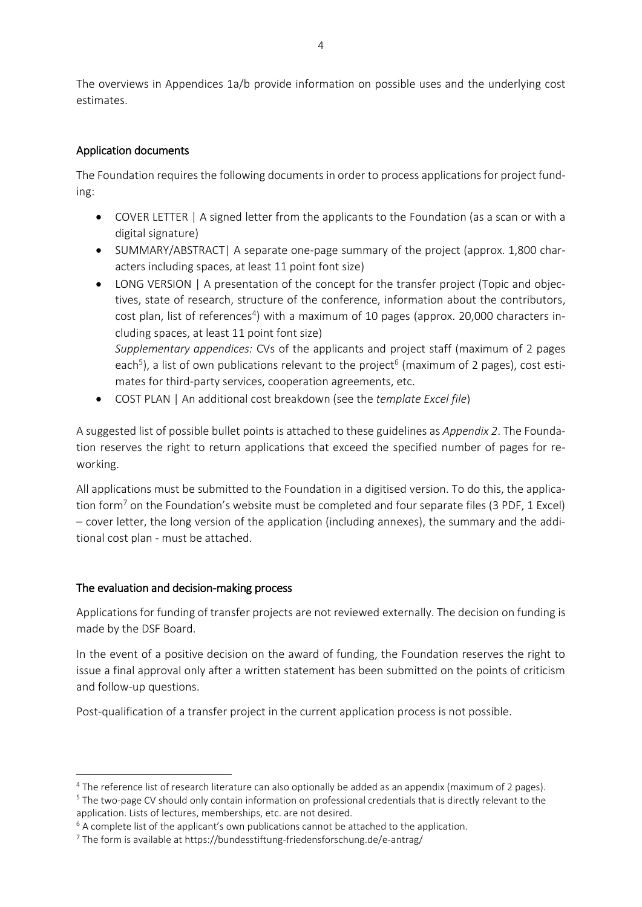The overviews in Appendices 1a/b provide information on possible uses and the underlying cost estimates.

## Application documents

The Foundation requires the following documents in order to process applications for project funding:

- COVER LETTER | A signed letter from the applicants to the Foundation (as a scan or with a digital signature)
- SUMMARY/ABSTRACT| A separate one-page summary of the project (approx. 1,800 characters including spaces, at least 11 point font size)
- LONG VERSION | A presentation of the concept for the transfer project (Topic and objectives, state of research, structure of the conference, information about the contributors, cost plan, list of references[4]) with a maximum of 10 pages (approx. 20,000 characters including spaces, at least 11 point font size)
  *Supplementary appendices:* CVs of the applicants and project staff (maximum of 2 pages each[5]), a list of own publications relevant to the project[6] (maximum of 2 pages), cost estimates for third-party services, cooperation agreements, etc.
- COST PLAN | An additional cost breakdown (see the *template Excel file*)

A suggested list of possible bullet points is attached to these guidelines as *Appendix 2*. The Foundation reserves the right to return applications that exceed the specified number of pages for reworking.

All applications must be submitted to the Foundation in a digitised version. To do this, the application form[7] on the Foundation's website must be completed and four separate files (3 PDF, 1 Excel) – cover letter, the long version of the application (including annexes), the summary and the additional cost plan - must be attached.

## The evaluation and decision-making process

Applications for funding of transfer projects are not reviewed externally. The decision on funding is made by the DSF Board.

In the event of a positive decision on the award of funding, the Foundation reserves the right to issue a final approval only after a written statement has been submitted on the points of criticism and follow-up questions.

Post-qualification of a transfer project in the current application process is not possible.

---

[4] The reference list of research literature can also optionally be added as an appendix (maximum of 2 pages).

[5] The two-page CV should only contain information on professional credentials that is directly relevant to the application. Lists of lectures, memberships, etc. are not desired.

[6] A complete list of the applicant's own publications cannot be attached to the application.

[7] The form is available at https://bundesstiftung-friedensforschung.de/e-antrag/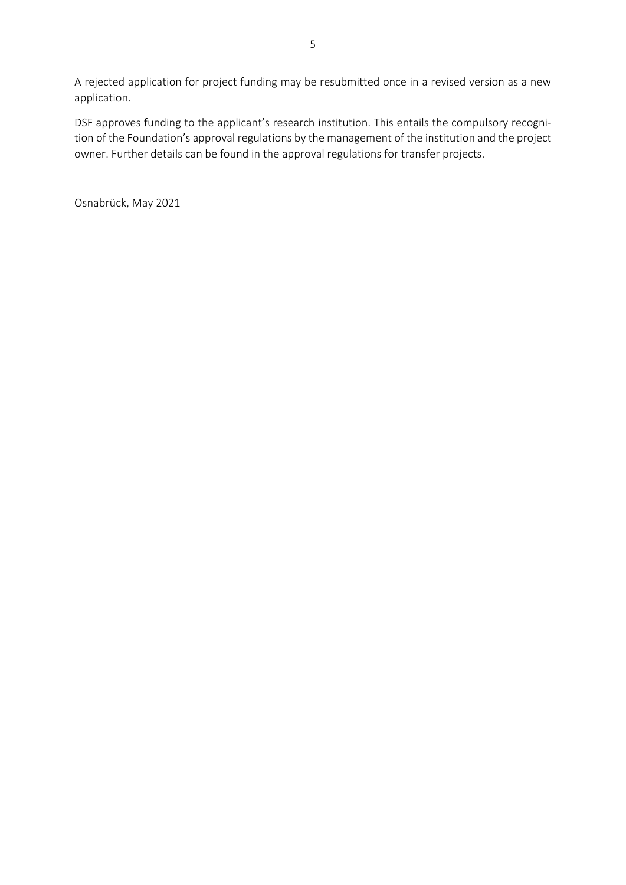A rejected application for project funding may be resubmitted once in a revised version as a new application.

DSF approves funding to the applicant's research institution. This entails the compulsory recognition of the Foundation's approval regulations by the management of the institution and the project owner. Further details can be found in the approval regulations for transfer projects.

Osnabrück, May 2021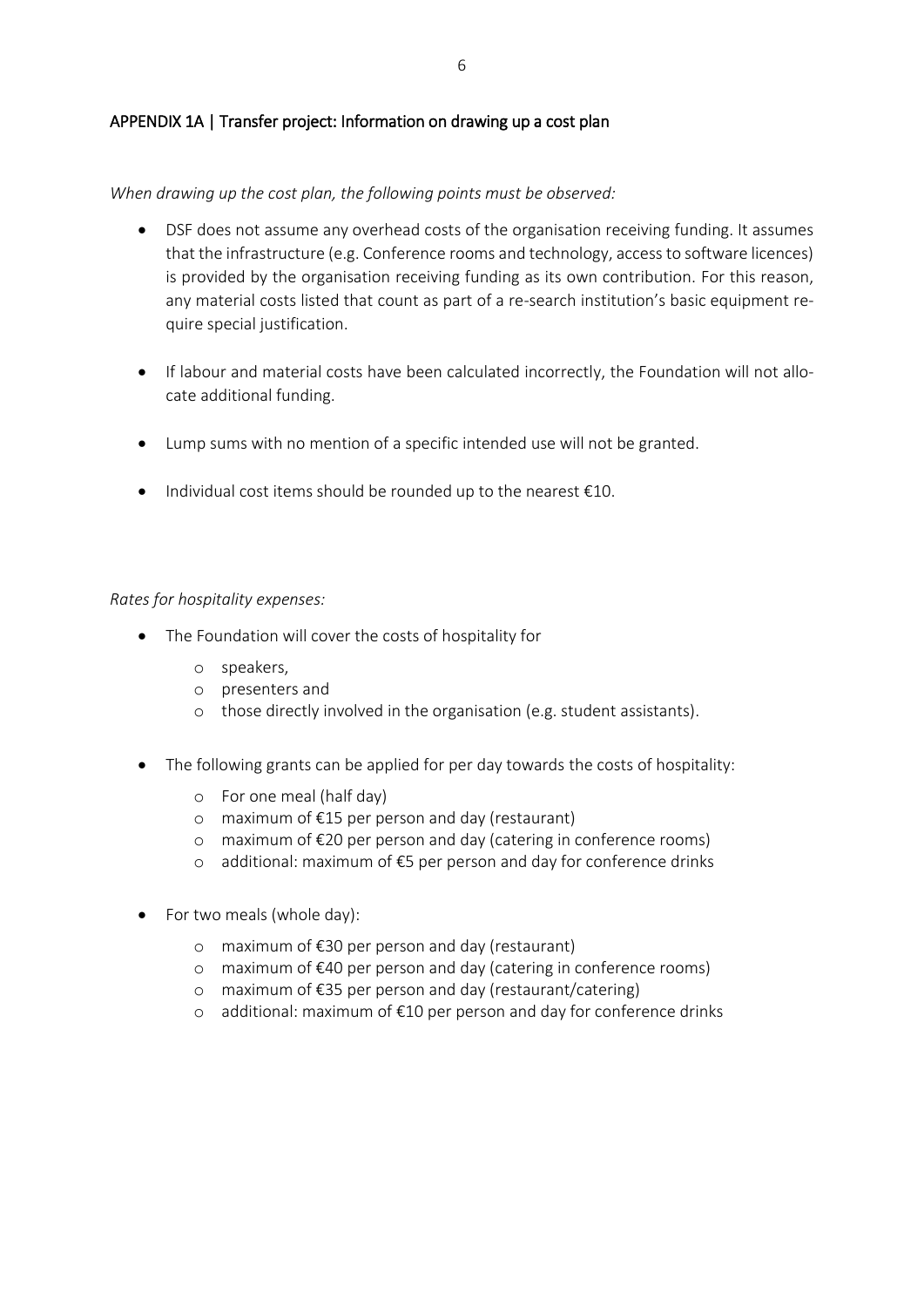## APPENDIX 1A | Transfer project: Information on drawing up a cost plan

*When drawing up the cost plan, the following points must be observed:*

- DSF does not assume any overhead costs of the organisation receiving funding. It assumes that the infrastructure (e.g. Conference rooms and technology, access to software licences) is provided by the organisation receiving funding as its own contribution. For this reason, any material costs listed that count as part of a re-search institution's basic equipment re-quire special justification.
- If labour and material costs have been calculated incorrectly, the Foundation will not allo-cate additional funding.
- Lump sums with no mention of a specific intended use will not be granted.
- Individual cost items should be rounded up to the nearest €10.

*Rates for hospitality expenses:*

- The Foundation will cover the costs of hospitality for
  - speakers,
  - presenters and
  - those directly involved in the organisation (e.g. student assistants).
- The following grants can be applied for per day towards the costs of hospitality:
  - For one meal (half day)
  - maximum of €15 per person and day (restaurant)
  - maximum of €20 per person and day (catering in conference rooms)
  - additional: maximum of €5 per person and day for conference drinks
- For two meals (whole day):
  - maximum of €30 per person and day (restaurant)
  - maximum of €40 per person and day (catering in conference rooms)
  - maximum of €35 per person and day (restaurant/catering)
  - additional: maximum of €10 per person and day for conference drinks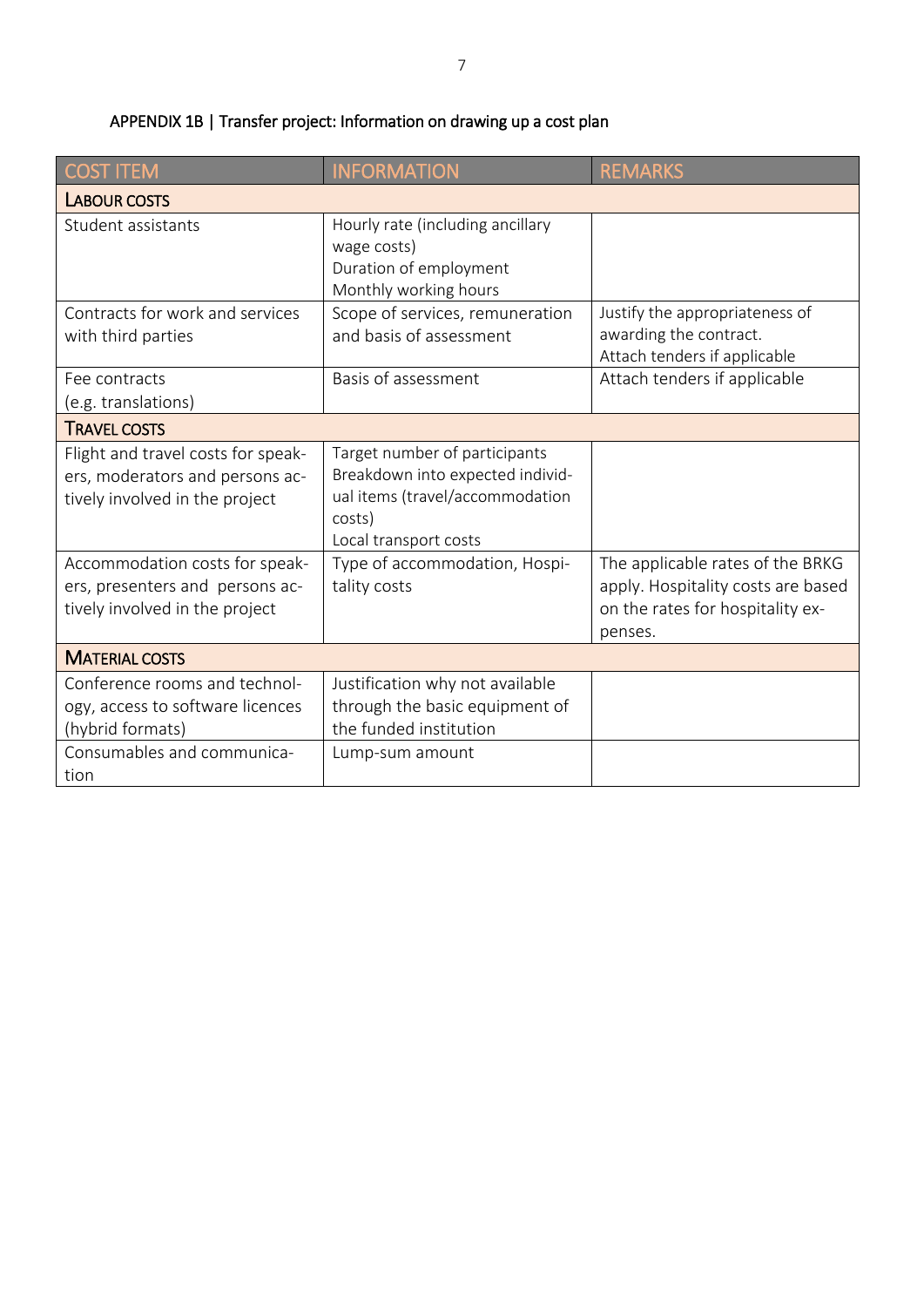## APPENDIX 1B | Transfer project: Information on drawing up a cost plan

| COST ITEM | INFORMATION | REMARKS |
|---|---|---|
| **LABOUR COSTS** | | |
| Student assistants | Hourly rate (including ancillary wage costs)<br>Duration of employment<br>Monthly working hours | |
| Contracts for work and services with third parties | Scope of services, remuneration and basis of assessment | Justify the appropriateness of awarding the contract.<br>Attach tenders if applicable |
| Fee contracts<br>(e.g. translations) | Basis of assessment | Attach tenders if applicable |
| **TRAVEL COSTS** | | |
| Flight and travel costs for speakers, moderators and persons actively involved in the project | Target number of participants<br>Breakdown into expected individual items (travel/accommodation costs)<br>Local transport costs | |
| Accommodation costs for speakers, presenters and persons actively involved in the project | Type of accommodation, Hospitality costs | The applicable rates of the BRKG apply. Hospitality costs are based on the rates for hospitality expenses. |
| **MATERIAL COSTS** | | |
| Conference rooms and technology, access to software licences (hybrid formats) | Justification why not available through the basic equipment of the funded institution | |
| Consumables and communication | Lump-sum amount | |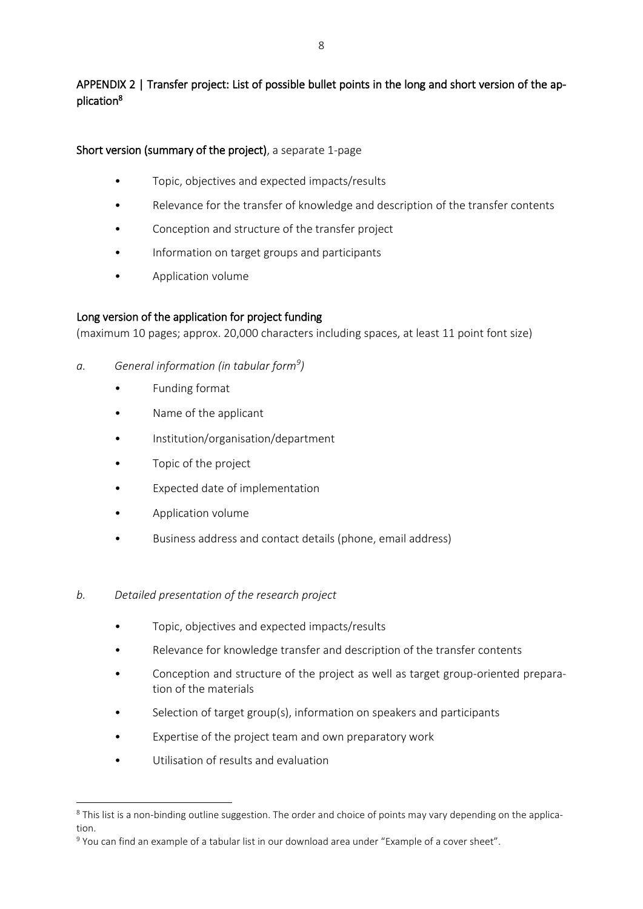## APPENDIX 2 | Transfer project: List of possible bullet points in the long and short version of the application[8]

**Short version (summary of the project)**, a separate 1-page

- Topic, objectives and expected impacts/results
- Relevance for the transfer of knowledge and description of the transfer contents
- Conception and structure of the transfer project
- Information on target groups and participants
- Application volume

**Long version of the application for project funding**

(maximum 10 pages; approx. 20,000 characters including spaces, at least 11 point font size)

*a. General information (in tabular form[9])*

- Funding format
- Name of the applicant
- Institution/organisation/department
- Topic of the project
- Expected date of implementation
- Application volume
- Business address and contact details (phone, email address)

*b. Detailed presentation of the research project*

- Topic, objectives and expected impacts/results
- Relevance for knowledge transfer and description of the transfer contents
- Conception and structure of the project as well as target group-oriented preparation of the materials
- Selection of target group(s), information on speakers and participants
- Expertise of the project team and own preparatory work
- Utilisation of results and evaluation

---

[8] This list is a non-binding outline suggestion. The order and choice of points may vary depending on the application.

[9] You can find an example of a tabular list in our download area under "Example of a cover sheet".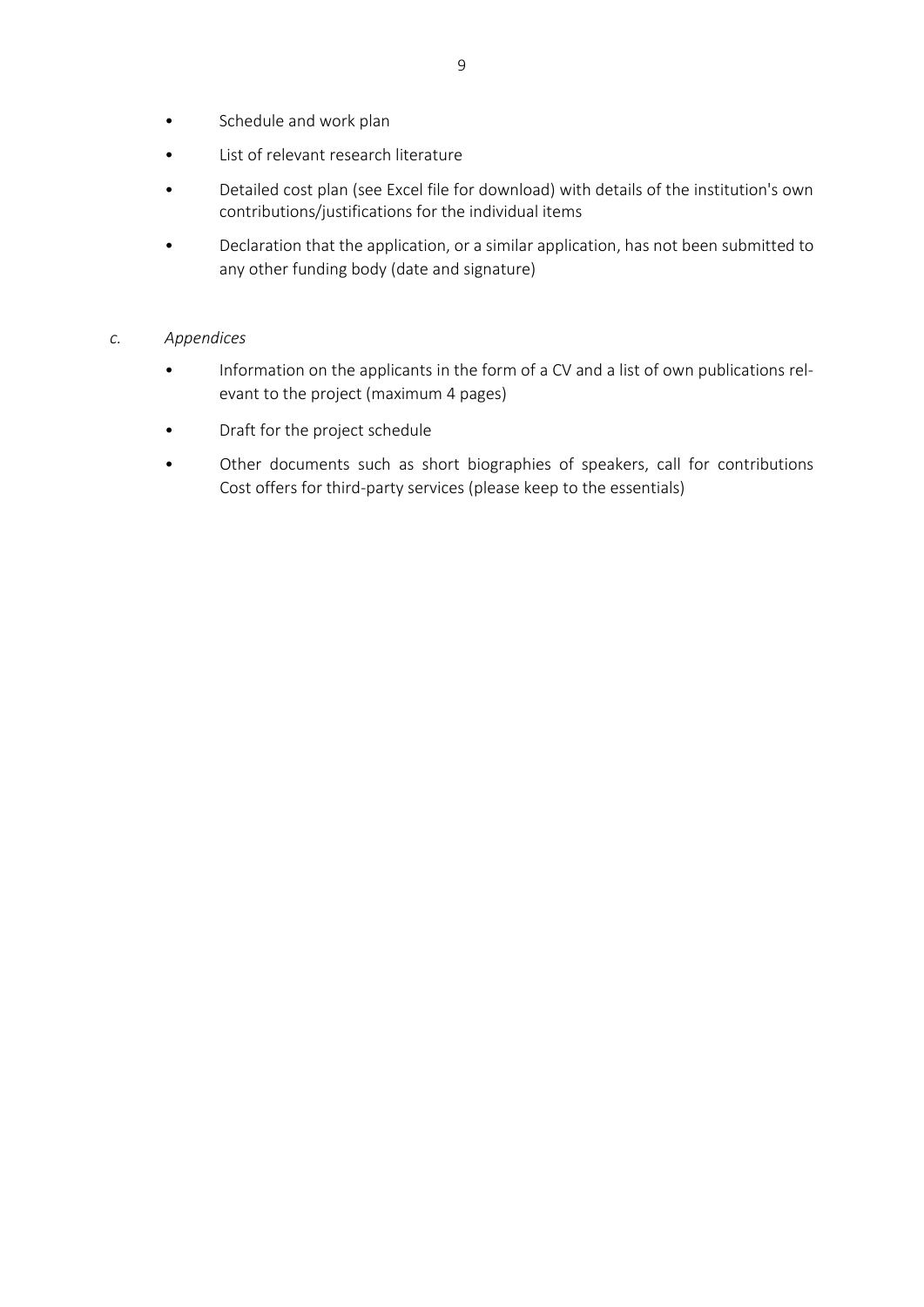- Schedule and work plan
- List of relevant research literature
- Detailed cost plan (see Excel file for download) with details of the institution's own contributions/justifications for the individual items
- Declaration that the application, or a similar application, has not been submitted to any other funding body (date and signature)

*c. Appendices*

- Information on the applicants in the form of a CV and a list of own publications relevant to the project (maximum 4 pages)
- Draft for the project schedule
- Other documents such as short biographies of speakers, call for contributions Cost offers for third-party services (please keep to the essentials)